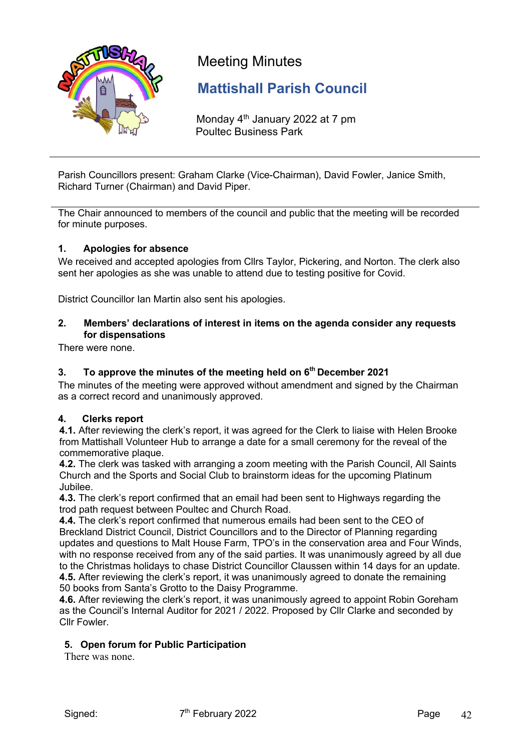# Meeting Minutes

## Mattishall Parish Council

Monday 4th January 2022 at 7 pm
Poultec Business Park

---

Parish Councillors present: Graham Clarke (Vice-Chairman), David Fowler, Janice Smith, Richard Turner (Chairman) and David Piper.

---

The Chair announced to members of the council and public that the meeting will be recorded for minute purposes.

### 1. Apologies for absence

We received and accepted apologies from Cllrs Taylor, Pickering, and Norton. The clerk also sent her apologies as she was unable to attend due to testing positive for Covid.

District Councillor Ian Martin also sent his apologies.

### 2. Members' declarations of interest in items on the agenda consider any requests for dispensations

There were none.

### 3. To approve the minutes of the meeting held on 6th December 2021

The minutes of the meeting were approved without amendment and signed by the Chairman as a correct record and unanimously approved.

### 4. Clerks report

**4.1.** After reviewing the clerk's report, it was agreed for the Clerk to liaise with Helen Brooke from Mattishall Volunteer Hub to arrange a date for a small ceremony for the reveal of the commemorative plaque.

**4.2.** The clerk was tasked with arranging a zoom meeting with the Parish Council, All Saints Church and the Sports and Social Club to brainstorm ideas for the upcoming Platinum Jubilee.

**4.3.** The clerk's report confirmed that an email had been sent to Highways regarding the trod path request between Poultec and Church Road.

**4.4.** The clerk's report confirmed that numerous emails had been sent to the CEO of Breckland District Council, District Councillors and to the Director of Planning regarding updates and questions to Malt House Farm, TPO's in the conservation area and Four Winds, with no response received from any of the said parties. It was unanimously agreed by all due to the Christmas holidays to chase District Councillor Claussen within 14 days for an update.

**4.5.** After reviewing the clerk's report, it was unanimously agreed to donate the remaining 50 books from Santa's Grotto to the Daisy Programme.

**4.6.** After reviewing the clerk's report, it was unanimously agreed to appoint Robin Goreham as the Council's Internal Auditor for 2021 / 2022. Proposed by Cllr Clarke and seconded by Cllr Fowler.

### 5. Open forum for Public Participation

There was none.

Signed: 7th February 2022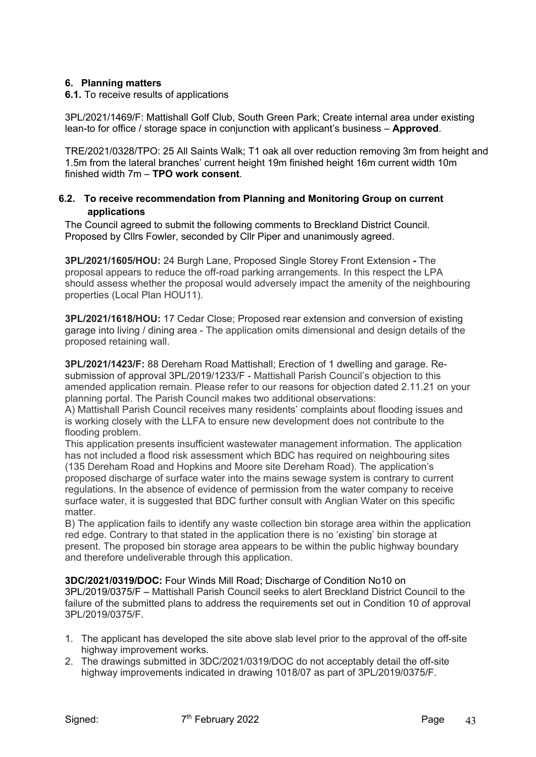### 6. Planning matters

**6.1.** To receive results of applications

3PL/2021/1469/F: Mattishall Golf Club, South Green Park; Create internal area under existing lean-to for office / storage space in conjunction with applicant's business – **Approved**.

TRE/2021/0328/TPO: 25 All Saints Walk; T1 oak all over reduction removing 3m from height and 1.5m from the lateral branches' current height 19m finished height 16m current width 10m finished width 7m – **TPO work consent**.

**6.2. To receive recommendation from Planning and Monitoring Group on current applications**

The Council agreed to submit the following comments to Breckland District Council. Proposed by Cllrs Fowler, seconded by Cllr Piper and unanimously agreed.

**3PL/2021/1605/HOU:** 24 Burgh Lane, Proposed Single Storey Front Extension **-** The proposal appears to reduce the off-road parking arrangements. In this respect the LPA should assess whether the proposal would adversely impact the amenity of the neighbouring properties (Local Plan HOU11).

**3PL/2021/1618/HOU:** 17 Cedar Close; Proposed rear extension and conversion of existing garage into living / dining area - The application omits dimensional and design details of the proposed retaining wall.

**3PL/2021/1423/F:** 88 Dereham Road Mattishall; Erection of 1 dwelling and garage. Re-submission of approval 3PL/2019/1233/F - Mattishall Parish Council's objection to this amended application remain. Please refer to our reasons for objection dated 2.11.21 on your planning portal. The Parish Council makes two additional observations:

A) Mattishall Parish Council receives many residents' complaints about flooding issues and is working closely with the LLFA to ensure new development does not contribute to the flooding problem.

This application presents insufficient wastewater management information. The application has not included a flood risk assessment which BDC has required on neighbouring sites (135 Dereham Road and Hopkins and Moore site Dereham Road). The application's proposed discharge of surface water into the mains sewage system is contrary to current regulations. In the absence of evidence of permission from the water company to receive surface water, it is suggested that BDC further consult with Anglian Water on this specific matter.

B) The application fails to identify any waste collection bin storage area within the application red edge. Contrary to that stated in the application there is no 'existing' bin storage at present. The proposed bin storage area appears to be within the public highway boundary and therefore undeliverable through this application.

**3DC/2021/0319/DOC:** Four Winds Mill Road; Discharge of Condition No10 on 3PL/2019/0375/F – Mattishall Parish Council seeks to alert Breckland District Council to the failure of the submitted plans to address the requirements set out in Condition 10 of approval 3PL/2019/0375/F.

1. The applicant has developed the site above slab level prior to the approval of the off-site highway improvement works.
2. The drawings submitted in 3DC/2021/0319/DOC do not acceptably detail the off-site highway improvements indicated in drawing 1018/07 as part of 3PL/2019/0375/F.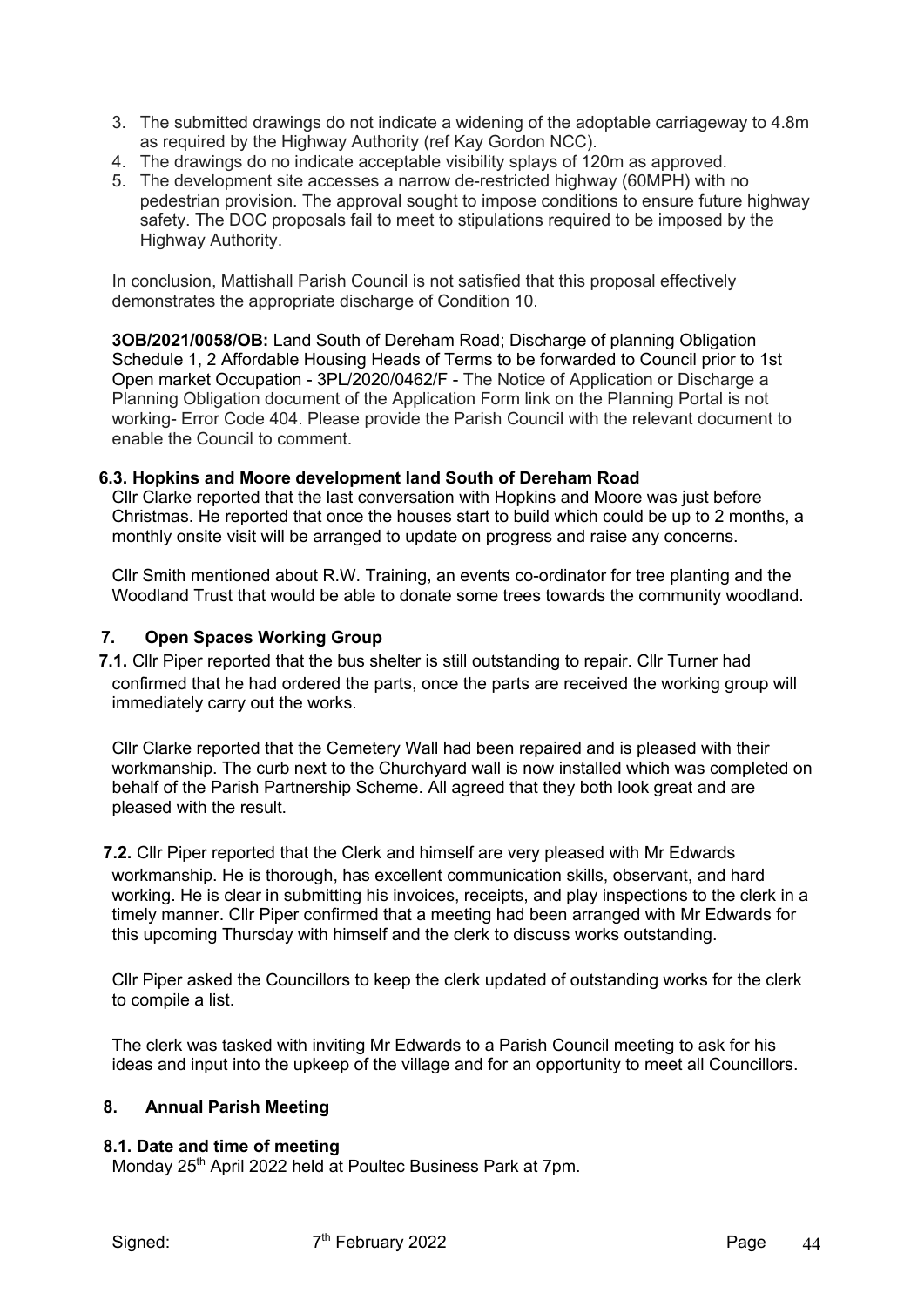3. The submitted drawings do not indicate a widening of the adoptable carriageway to 4.8m as required by the Highway Authority (ref Kay Gordon NCC).
4. The drawings do no indicate acceptable visibility splays of 120m as approved.
5. The development site accesses a narrow de-restricted highway (60MPH) with no pedestrian provision. The approval sought to impose conditions to ensure future highway safety. The DOC proposals fail to meet to stipulations required to be imposed by the Highway Authority.

In conclusion, Mattishall Parish Council is not satisfied that this proposal effectively demonstrates the appropriate discharge of Condition 10.

**3OB/2021/0058/OB:** Land South of Dereham Road; Discharge of planning Obligation Schedule 1, 2 Affordable Housing Heads of Terms to be forwarded to Council prior to 1st Open market Occupation - 3PL/2020/0462/F - The Notice of Application or Discharge a Planning Obligation document of the Application Form link on the Planning Portal is not working- Error Code 404. Please provide the Parish Council with the relevant document to enable the Council to comment.

### 6.3. Hopkins and Moore development land South of Dereham Road

Cllr Clarke reported that the last conversation with Hopkins and Moore was just before Christmas. He reported that once the houses start to build which could be up to 2 months, a monthly onsite visit will be arranged to update on progress and raise any concerns.

Cllr Smith mentioned about R.W. Training, an events co-ordinator for tree planting and the Woodland Trust that would be able to donate some trees towards the community woodland.

## 7. Open Spaces Working Group

**7.1.** Cllr Piper reported that the bus shelter is still outstanding to repair. Cllr Turner had confirmed that he had ordered the parts, once the parts are received the working group will immediately carry out the works.

Cllr Clarke reported that the Cemetery Wall had been repaired and is pleased with their workmanship. The curb next to the Churchyard wall is now installed which was completed on behalf of the Parish Partnership Scheme. All agreed that they both look great and are pleased with the result.

**7.2.** Cllr Piper reported that the Clerk and himself are very pleased with Mr Edwards workmanship. He is thorough, has excellent communication skills, observant, and hard working. He is clear in submitting his invoices, receipts, and play inspections to the clerk in a timely manner. Cllr Piper confirmed that a meeting had been arranged with Mr Edwards for this upcoming Thursday with himself and the clerk to discuss works outstanding.

Cllr Piper asked the Councillors to keep the clerk updated of outstanding works for the clerk to compile a list.

The clerk was tasked with inviting Mr Edwards to a Parish Council meeting to ask for his ideas and input into the upkeep of the village and for an opportunity to meet all Councillors.

## 8. Annual Parish Meeting

### 8.1. Date and time of meeting

Monday 25th April 2022 held at Poultec Business Park at 7pm.

Signed: 7th February 2022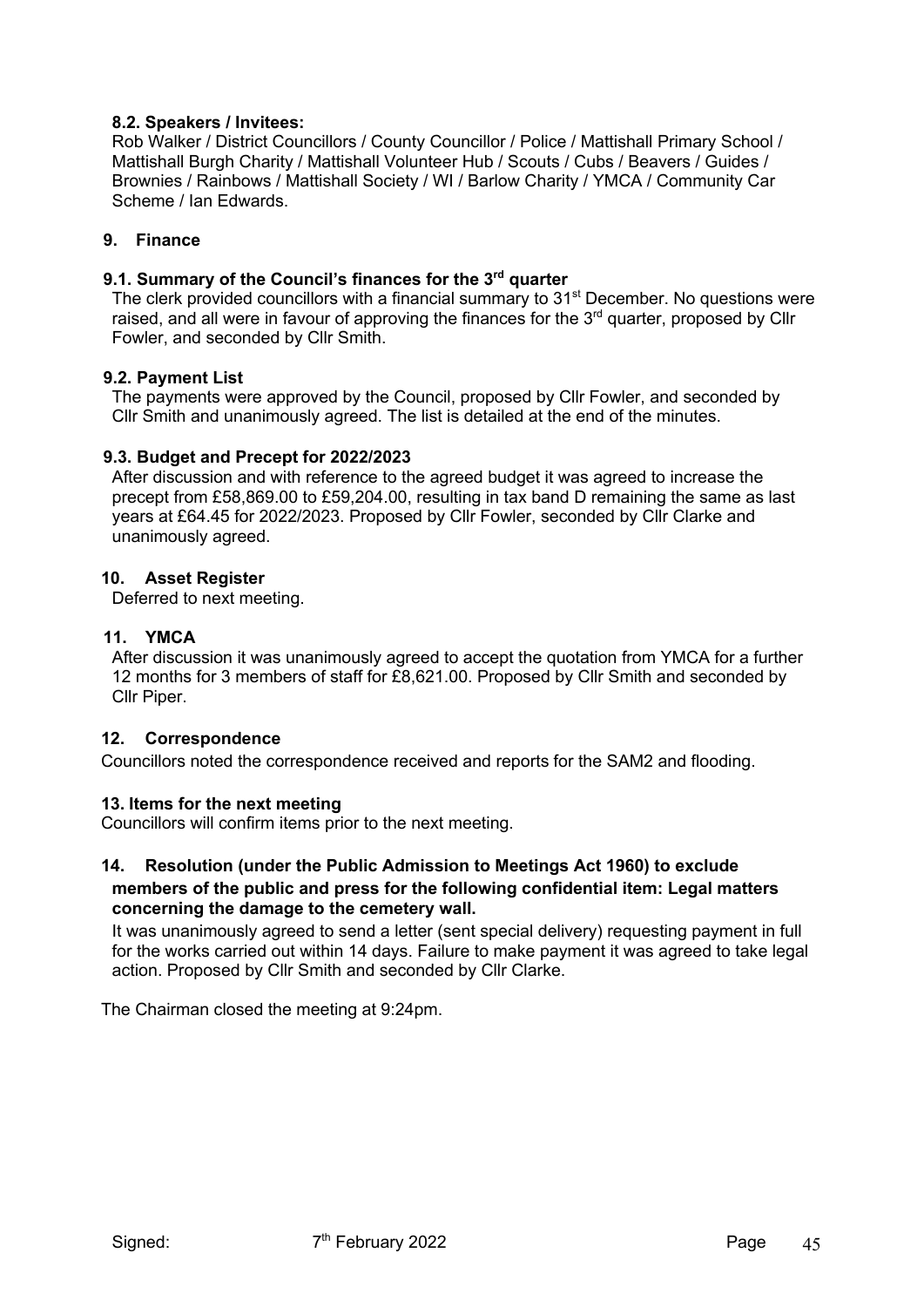### 8.2. Speakers / Invitees:

Rob Walker / District Councillors / County Councillor / Police / Mattishall Primary School / Mattishall Burgh Charity / Mattishall Volunteer Hub / Scouts / Cubs / Beavers / Guides / Brownies / Rainbows / Mattishall Society / WI / Barlow Charity / YMCA / Community Car Scheme / Ian Edwards.

## 9. Finance

### 9.1. Summary of the Council's finances for the 3rd quarter

The clerk provided councillors with a financial summary to 31st December. No questions were raised, and all were in favour of approving the finances for the 3rd quarter, proposed by Cllr Fowler, and seconded by Cllr Smith.

### 9.2. Payment List

The payments were approved by the Council, proposed by Cllr Fowler, and seconded by Cllr Smith and unanimously agreed. The list is detailed at the end of the minutes.

### 9.3. Budget and Precept for 2022/2023

After discussion and with reference to the agreed budget it was agreed to increase the precept from £58,869.00 to £59,204.00, resulting in tax band D remaining the same as last years at £64.45 for 2022/2023. Proposed by Cllr Fowler, seconded by Cllr Clarke and unanimously agreed.

## 10. Asset Register

Deferred to next meeting.

## 11. YMCA

After discussion it was unanimously agreed to accept the quotation from YMCA for a further 12 months for 3 members of staff for £8,621.00. Proposed by Cllr Smith and seconded by Cllr Piper.

## 12. Correspondence

Councillors noted the correspondence received and reports for the SAM2 and flooding.

## 13. Items for the next meeting

Councillors will confirm items prior to the next meeting.

## 14. Resolution (under the Public Admission to Meetings Act 1960) to exclude members of the public and press for the following confidential item: Legal matters concerning the damage to the cemetery wall.

It was unanimously agreed to send a letter (sent special delivery) requesting payment in full for the works carried out within 14 days. Failure to make payment it was agreed to take legal action. Proposed by Cllr Smith and seconded by Cllr Clarke.

The Chairman closed the meeting at 9:24pm.

Signed: 7th February 2022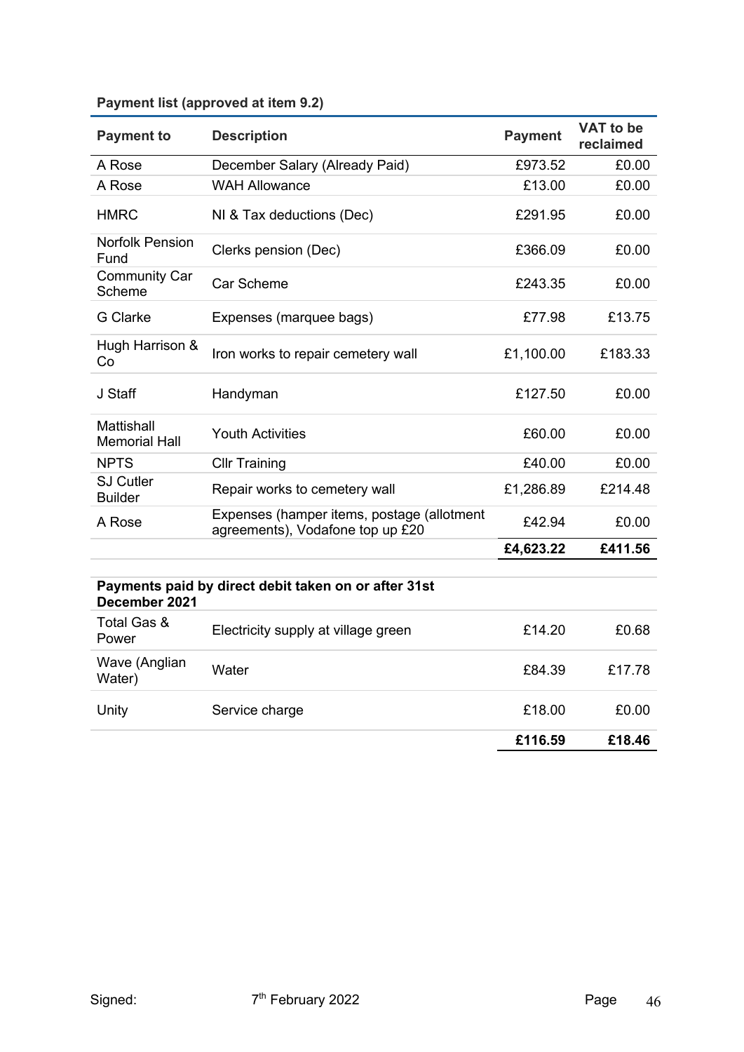**Payment list (approved at item 9.2)**

| Payment to | Description | Payment | VAT to be reclaimed |
|---|---|---|---|
| A Rose | December Salary (Already Paid) | £973.52 | £0.00 |
| A Rose | WAH Allowance | £13.00 | £0.00 |
| HMRC | NI & Tax deductions (Dec) | £291.95 | £0.00 |
| Norfolk Pension Fund | Clerks pension (Dec) | £366.09 | £0.00 |
| Community Car Scheme | Car Scheme | £243.35 | £0.00 |
| G Clarke | Expenses (marquee bags) | £77.98 | £13.75 |
| Hugh Harrison & Co | Iron works to repair cemetery wall | £1,100.00 | £183.33 |
| J Staff | Handyman | £127.50 | £0.00 |
| Mattishall Memorial Hall | Youth Activities | £60.00 | £0.00 |
| NPTS | Cllr Training | £40.00 | £0.00 |
| SJ Cutler Builder | Repair works to cemetery wall | £1,286.89 | £214.48 |
| A Rose | Expenses (hamper items, postage (allotment agreements), Vodafone top up £20 | £42.94 | £0.00 |
| | | **£4,623.22** | **£411.56** |

| **Payments paid by direct debit taken on or after 31st December 2021** | | | |
|---|---|---|---|
| Total Gas & Power | Electricity supply at village green | £14.20 | £0.68 |
| Wave (Anglian Water) | Water | £84.39 | £17.78 |
| Unity | Service charge | £18.00 | £0.00 |
| | | **£116.59** | **£18.46** |

Signed: 7th February 2022